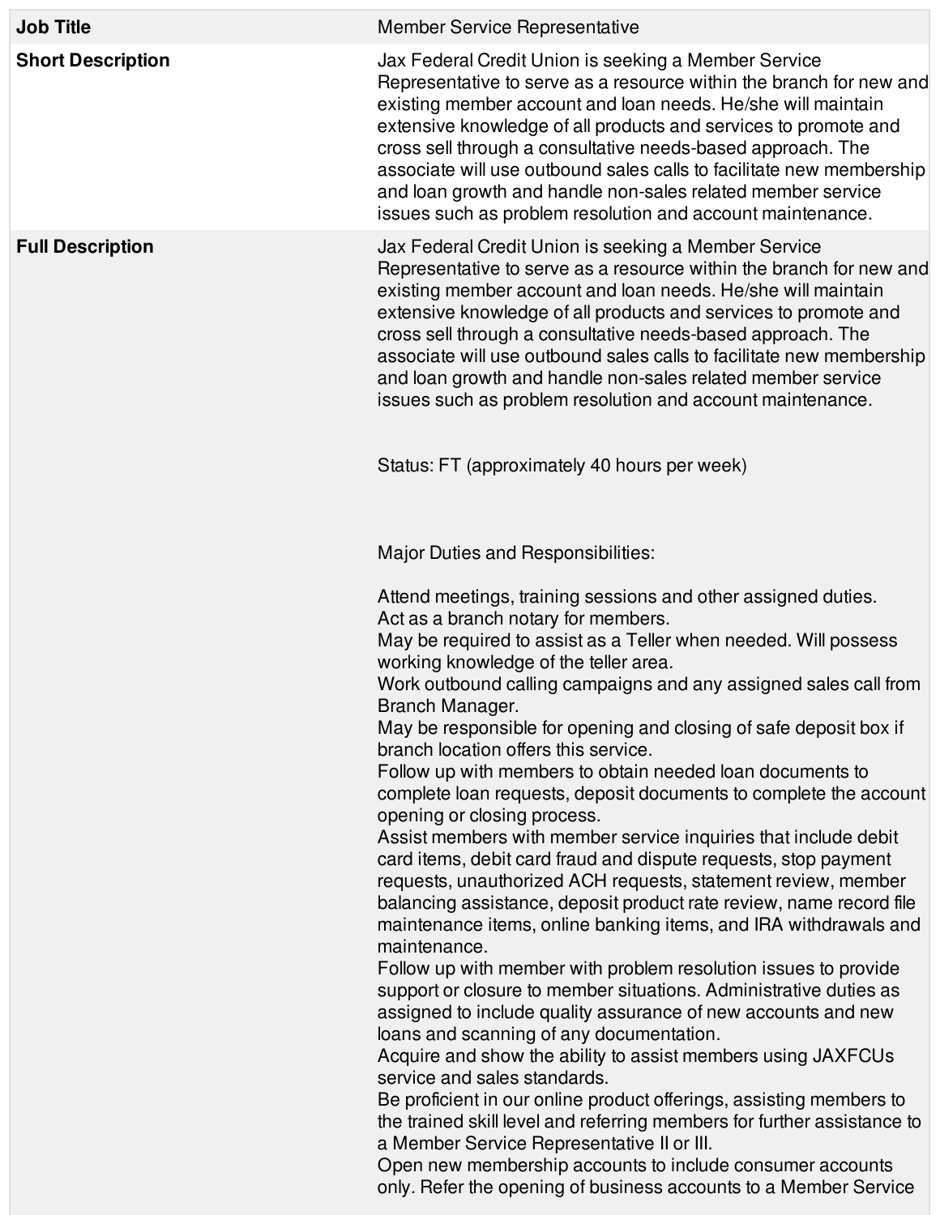| **Job Title** | Member Service Representative |
|---|---|
| **Short Description** | Jax Federal Credit Union is seeking a Member Service Representative to serve as a resource within the branch for new and existing member account and loan needs. He/she will maintain extensive knowledge of all products and services to promote and cross sell through a consultative needs-based approach. The associate will use outbound sales calls to facilitate new membership and loan growth and handle non-sales related member service issues such as problem resolution and account maintenance. |
| **Full Description** | Jax Federal Credit Union is seeking a Member Service Representative to serve as a resource within the branch for new and existing member account and loan needs. He/she will maintain extensive knowledge of all products and services to promote and cross sell through a consultative needs-based approach. The associate will use outbound sales calls to facilitate new membership and loan growth and handle non-sales related member service issues such as problem resolution and account maintenance.<br><br>Status: FT (approximately 40 hours per week)<br><br>Major Duties and Responsibilities:<br><br>Attend meetings, training sessions and other assigned duties.<br>Act as a branch notary for members.<br>May be required to assist as a Teller when needed. Will possess working knowledge of the teller area.<br>Work outbound calling campaigns and any assigned sales call from Branch Manager.<br>May be responsible for opening and closing of safe deposit box if branch location offers this service.<br>Follow up with members to obtain needed loan documents to complete loan requests, deposit documents to complete the account opening or closing process.<br>Assist members with member service inquiries that include debit card items, debit card fraud and dispute requests, stop payment requests, unauthorized ACH requests, statement review, member balancing assistance, deposit product rate review, name record file maintenance items, online banking items, and IRA withdrawals and maintenance.<br>Follow up with member with problem resolution issues to provide support or closure to member situations. Administrative duties as assigned to include quality assurance of new accounts and new loans and scanning of any documentation.<br>Acquire and show the ability to assist members using JAXFCUs service and sales standards.<br>Be proficient in our online product offerings, assisting members to the trained skill level and referring members for further assistance to a Member Service Representative II or III.<br>Open new membership accounts to include consumer accounts only. Refer the opening of business accounts to a Member Service |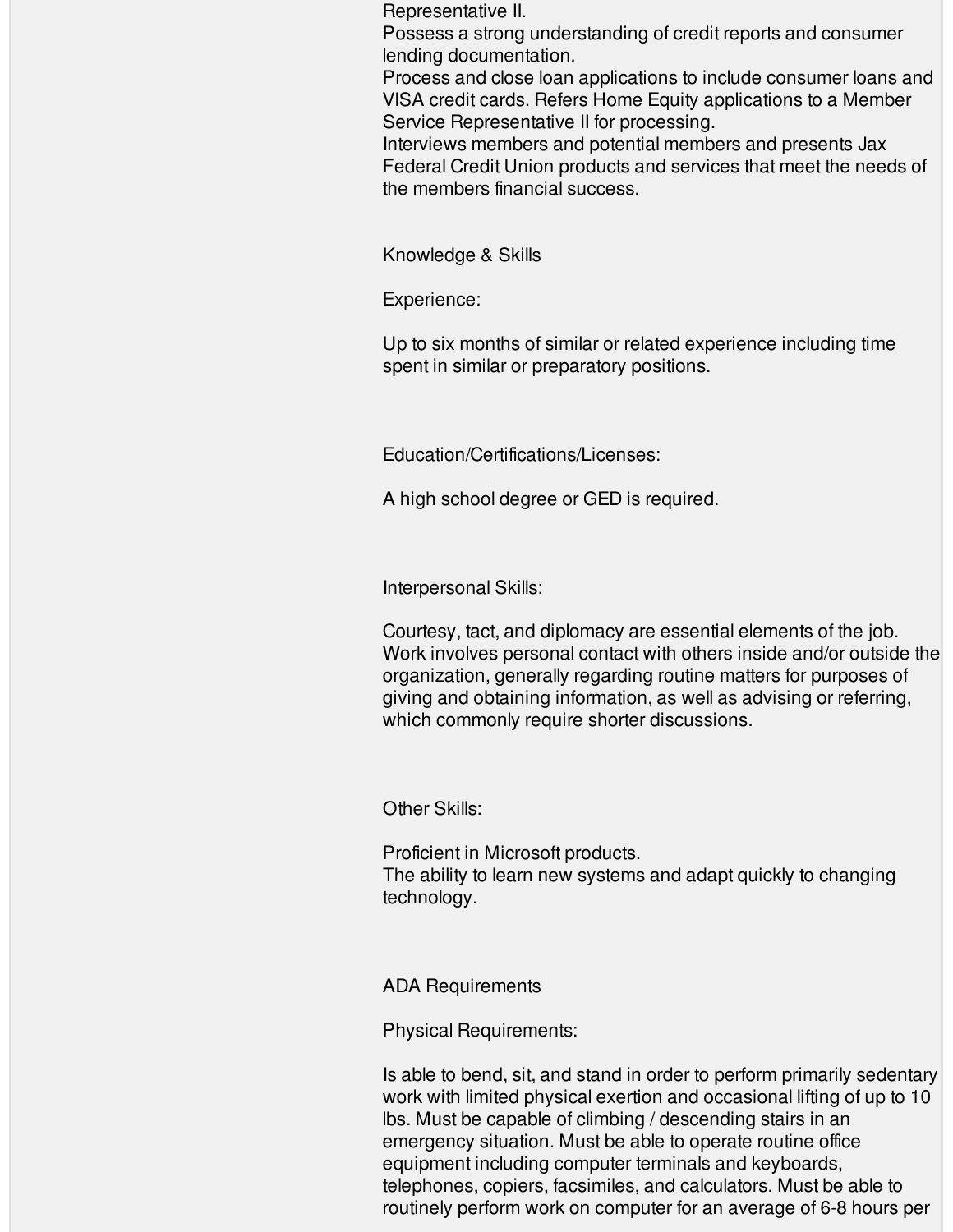Representative II.

Possess a strong understanding of credit reports and consumer lending documentation.

Process and close loan applications to include consumer loans and VISA credit cards. Refers Home Equity applications to a Member Service Representative II for processing.

Interviews members and potential members and presents Jax Federal Credit Union products and services that meet the needs of the members financial success.

## Knowledge & Skills

### Experience:

Up to six months of similar or related experience including time spent in similar or preparatory positions.

### Education/Certifications/Licenses:

A high school degree or GED is required.

### Interpersonal Skills:

Courtesy, tact, and diplomacy are essential elements of the job. Work involves personal contact with others inside and/or outside the organization, generally regarding routine matters for purposes of giving and obtaining information, as well as advising or referring, which commonly require shorter discussions.

### Other Skills:

Proficient in Microsoft products.

The ability to learn new systems and adapt quickly to changing technology.

## ADA Requirements

### Physical Requirements:

Is able to bend, sit, and stand in order to perform primarily sedentary work with limited physical exertion and occasional lifting of up to 10 lbs. Must be capable of climbing / descending stairs in an emergency situation. Must be able to operate routine office equipment including computer terminals and keyboards, telephones, copiers, facsimiles, and calculators. Must be able to routinely perform work on computer for an average of 6-8 hours per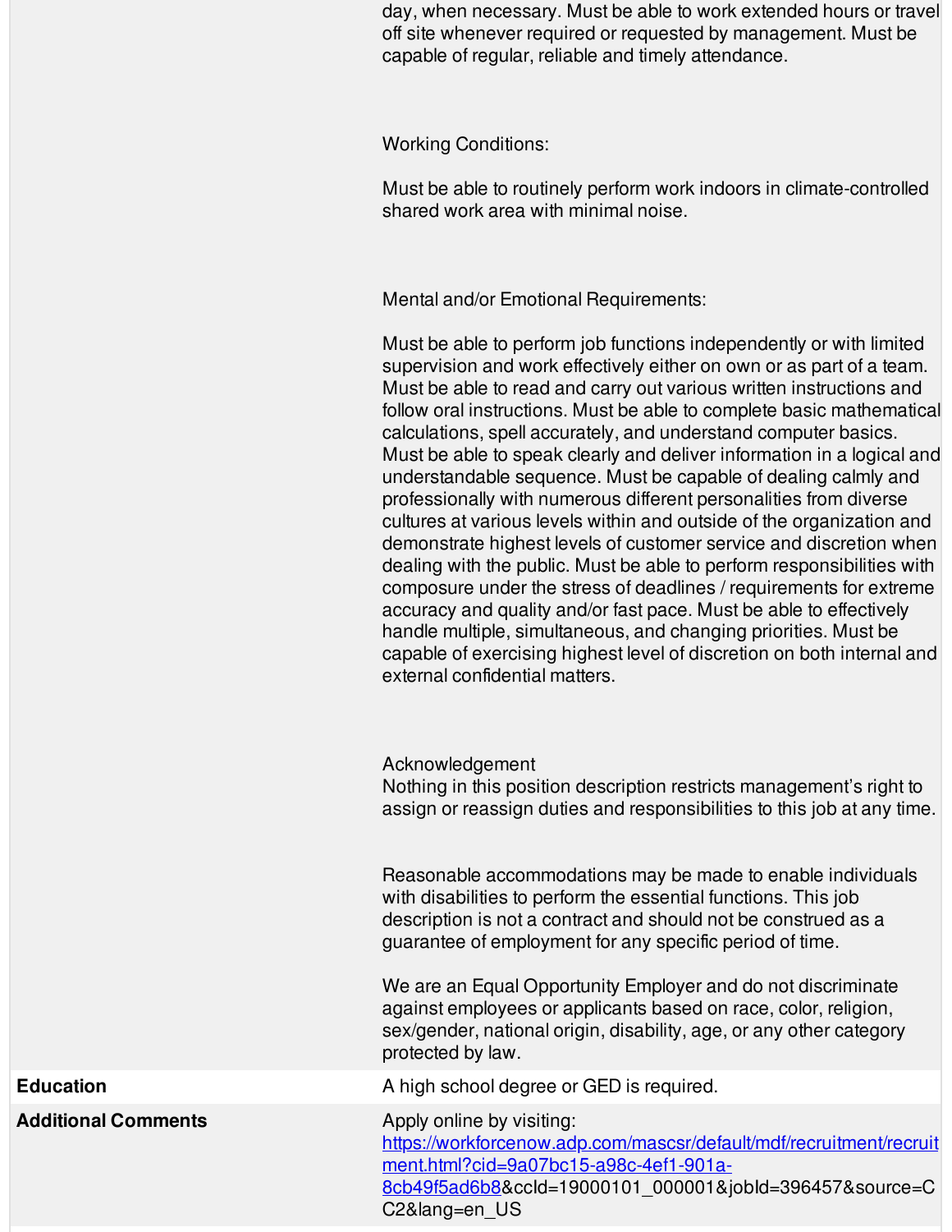day, when necessary. Must be able to work extended hours or travel off site whenever required or requested by management. Must be capable of regular, reliable and timely attendance.

Working Conditions:

Must be able to routinely perform work indoors in climate-controlled shared work area with minimal noise.

Mental and/or Emotional Requirements:

Must be able to perform job functions independently or with limited supervision and work effectively either on own or as part of a team. Must be able to read and carry out various written instructions and follow oral instructions. Must be able to complete basic mathematical calculations, spell accurately, and understand computer basics. Must be able to speak clearly and deliver information in a logical and understandable sequence. Must be capable of dealing calmly and professionally with numerous different personalities from diverse cultures at various levels within and outside of the organization and demonstrate highest levels of customer service and discretion when dealing with the public. Must be able to perform responsibilities with composure under the stress of deadlines / requirements for extreme accuracy and quality and/or fast pace. Must be able to effectively handle multiple, simultaneous, and changing priorities. Must be capable of exercising highest level of discretion on both internal and external confidential matters.

Acknowledgement
Nothing in this position description restricts management's right to assign or reassign duties and responsibilities to this job at any time.

Reasonable accommodations may be made to enable individuals with disabilities to perform the essential functions. This job description is not a contract and should not be construed as a guarantee of employment for any specific period of time.

We are an Equal Opportunity Employer and do not discriminate against employees or applicants based on race, color, religion, sex/gender, national origin, disability, age, or any other category protected by law.

| | |
|---|---|
| **Education** | A high school degree or GED is required. |
| **Additional Comments** | Apply online by visiting: https://workforcenow.adp.com/mascsr/default/mdf/recruitment/recruitment.html?cid=9a07bc15-a98c-4ef1-901a-8cb49f5ad6b8&ccId=19000101_000001&jobId=396457&source=CC2&lang=en_US |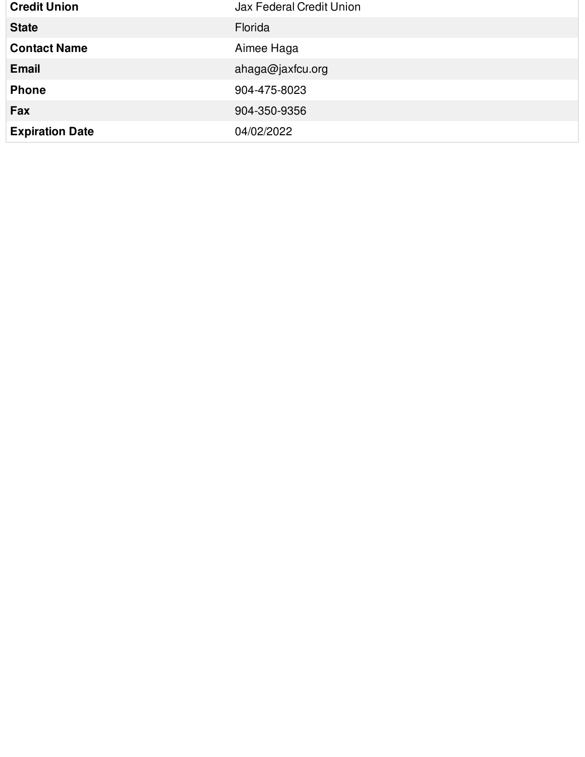| | |
|---|---|
| **Credit Union** | Jax Federal Credit Union |
| **State** | Florida |
| **Contact Name** | Aimee Haga |
| **Email** | ahaga@jaxfcu.org |
| **Phone** | 904-475-8023 |
| **Fax** | 904-350-9356 |
| **Expiration Date** | 04/02/2022 |